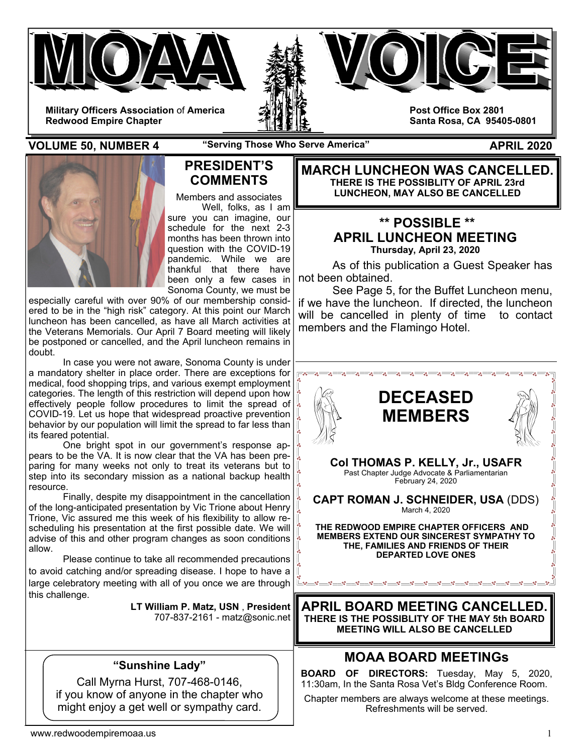# MOAA VOICE

**Military Officers Association of America**
**Redwood Empire Chapter**

**Post Office Box 2801**
**Santa Rosa, CA 95405-0801**

**VOLUME 50, NUMBER 4** — **"Serving Those Who Serve America"** — **APRIL 2020**

## PRESIDENT'S COMMENTS

Members and associates

Well, folks, as I am sure you can imagine, our schedule for the next 2-3 months has been thrown into question with the COVID-19 pandemic. While we are thankful that there have been only a few cases in Sonoma County, we must be especially careful with over 90% of our membership considered to be in the "high risk" category. At this point our March luncheon has been cancelled, as have all March activities at the Veterans Memorials. Our April 7 Board meeting will likely be postponed or cancelled, and the April luncheon remains in doubt.

In case you were not aware, Sonoma County is under a mandatory shelter in place order. There are exceptions for medical, food shopping trips, and various exempt employment categories. The length of this restriction will depend upon how effectively people follow procedures to limit the spread of COVID-19. Let us hope that widespread proactive prevention behavior by our population will limit the spread to far less than its feared potential.

One bright spot in our government's response appears to be the VA. It is now clear that the VA has been preparing for many weeks not only to treat its veterans but to step into its secondary mission as a national backup health resource.

Finally, despite my disappointment in the cancellation of the long-anticipated presentation by Vic Trione about Henry Trione, Vic assured me this week of his flexibility to allow rescheduling his presentation at the first possible date. We will advise of this and other program changes as soon conditions allow.

Please continue to take all recommended precautions to avoid catching and/or spreading disease. I hope to have a large celebratory meeting with all of you once we are through this challenge.

**LT William P. Matz, USN , President**
707-837-2161 - matz@sonic.net

### "Sunshine Lady"

Call Myrna Hurst, 707-468-0146, if you know of anyone in the chapter who might enjoy a get well or sympathy card.

## MARCH LUNCHEON WAS CANCELLED.

**THERE IS THE POSSIBLITY OF APRIL 23rd LUNCHEON, MAY ALSO BE CANCELLED**

## ** POSSIBLE ** APRIL LUNCHEON MEETING

**Thursday, April 23, 2020**

As of this publication a Guest Speaker has not been obtained.

See Page 5, for the Buffet Luncheon menu, if we have the luncheon. If directed, the luncheon will be cancelled in plenty of time to contact members and the Flamingo Hotel.

## DECEASED MEMBERS

**Col THOMAS P. KELLY, Jr., USAFR**
Past Chapter Judge Advocate & Parliamentarian
February 24, 2020

**CAPT ROMAN J. SCHNEIDER, USA** (DDS)
March 4, 2020

**THE REDWOOD EMPIRE CHAPTER OFFICERS AND MEMBERS EXTEND OUR SINCEREST SYMPATHY TO THE, FAMILIES AND FRIENDS OF THEIR DEPARTED LOVE ONES**

## APRIL BOARD MEETING CANCELLED.

**THERE IS THE POSSIBLITY OF THE MAY 5th BOARD MEETING WILL ALSO BE CANCELLED**

## MOAA BOARD MEETINGs

**BOARD OF DIRECTORS:** Tuesday, May 5, 2020, 11:30am, In the Santa Rosa Vet's Bldg Conference Room.

Chapter members are always welcome at these meetings. Refreshments will be served.

www.redwoodempiremoaa.us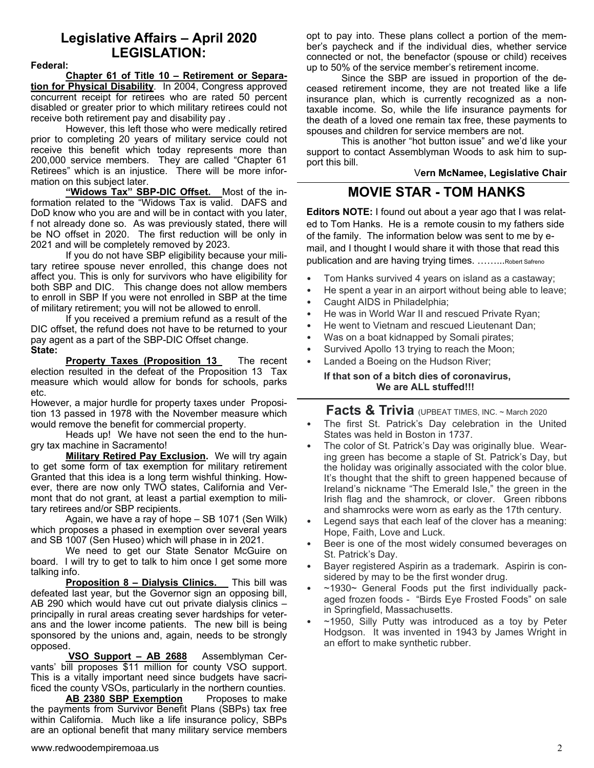# Legislative Affairs – April 2020
# LEGISLATION:

**Federal:**

**Chapter 61 of Title 10 – Retirement or Separation for Physical Disability**. In 2004, Congress approved concurrent receipt for retirees who are rated 50 percent disabled or greater prior to which military retirees could not receive both retirement pay and disability pay .

However, this left those who were medically retired prior to completing 20 years of military service could not receive this benefit which today represents more than 200,000 service members. They are called "Chapter 61 Retirees" which is an injustice. There will be more information on this subject later.

**"Widows Tax" SBP-DIC Offset.** Most of the information related to the "Widows Tax is valid. DAFS and DoD know who you are and will be in contact with you later, f not already done so. As was previously stated, there will be NO offset in 2020. The first reduction will be only in 2021 and will be completely removed by 2023.

If you do not have SBP eligibility because your military retiree spouse never enrolled, this change does not affect you. This is only for survivors who have eligibility for both SBP and DIC. This change does not allow members to enroll in SBP If you were not enrolled in SBP at the time of military retirement; you will not be allowed to enroll.

If you received a premium refund as a result of the DIC offset, the refund does not have to be returned to your pay agent as a part of the SBP-DIC Offset change.

**State:**

**Property Taxes (Proposition 13** The recent election resulted in the defeat of the Proposition 13 Tax measure which would allow for bonds for schools, parks etc.

However, a major hurdle for property taxes under Proposition 13 passed in 1978 with the November measure which would remove the benefit for commercial property.

Heads up! We have not seen the end to the hungry tax machine in Sacramento!

**Military Retired Pay Exclusion.** We will try again to get some form of tax exemption for military retirement Granted that this idea is a long term wishful thinking. However, there are now only TWO states, California and Vermont that do not grant, at least a partial exemption to military retirees and/or SBP recipients.

Again, we have a ray of hope – SB 1071 (Sen Wilk) which proposes a phased in exemption over several years and SB 1007 (Sen Huseo) which will phase in in 2021.

We need to get our State Senator McGuire on board. I will try to get to talk to him once I get some more talking info.

**Proposition 8 – Dialysis Clinics.** This bill was defeated last year, but the Governor sign an opposing bill, AB 290 which would have cut out private dialysis clinics – principally in rural areas creating sever hardships for veterans and the lower income patients. The new bill is being sponsored by the unions and, again, needs to be strongly opposed.

**VSO Support – AB 2688** Assemblyman Cervants' bill proposes $11 million for county VSO support. This is a vitally important need since budgets have sacrificed the county VSOs, particularly in the northern counties.

**AB 2380 SBP Exemption** Proposes to make the payments from Survivor Benefit Plans (SBPs) tax free within California. Much like a life insurance policy, SBPs are an optional benefit that many military service members opt to pay into. These plans collect a portion of the member's paycheck and if the individual dies, whether service connected or not, the benefactor (spouse or child) receives up to 50% of the service member's retirement income.

Since the SBP are issued in proportion of the deceased retirement income, they are not treated like a life insurance plan, which is currently recognized as a non-taxable income. So, while the life insurance payments for the death of a loved one remain tax free, these payments to spouses and children for service members are not.

This is another "hot button issue" and we'd like your support to contact Assemblyman Woods to ask him to support this bill.

**Vern McNamee, Legislative Chair**

## MOVIE STAR - TOM HANKS

**Editors NOTE:** I found out about a year ago that I was related to Tom Hanks. He is a remote cousin to my fathers side of the family. The information below was sent to me by e-mail, and I thought I would share it with those that read this publication and are having trying times. ……...Robert Safreno

- Tom Hanks survived 4 years on island as a castaway;
- He spent a year in an airport without being able to leave;
- Caught AIDS in Philadelphia;
- He was in World War II and rescued Private Ryan;
- He went to Vietnam and rescued Lieutenant Dan;
- Was on a boat kidnapped by Somali pirates;
- Survived Apollo 13 trying to reach the Moon;
- Landed a Boeing on the Hudson River;

**If that son of a bitch dies of coronavirus, We are ALL stuffed!!!**

## Facts & Trivia (UPBEAT TIMES, INC. ~ March 2020

- The first St. Patrick's Day celebration in the United States was held in Boston in 1737.
- The color of St. Patrick's Day was originally blue. Wearing green has become a staple of St. Patrick's Day, but the holiday was originally associated with the color blue. It's thought that the shift to green happened because of Ireland's nickname "The Emerald Isle," the green in the Irish flag and the shamrock, or clover. Green ribbons and shamrocks were worn as early as the 17th century.
- Legend says that each leaf of the clover has a meaning: Hope, Faith, Love and Luck.
- Beer is one of the most widely consumed beverages on St. Patrick's Day.
- Bayer registered Aspirin as a trademark. Aspirin is considered by may to be the first wonder drug.
- ~1930~ General Foods put the first individually packaged frozen foods - "Birds Eye Frosted Foods" on sale in Springfield, Massachusetts.
- ~1950, Silly Putty was introduced as a toy by Peter Hodgson. It was invented in 1943 by James Wright in an effort to make synthetic rubber.

www.redwoodempiremoaa.us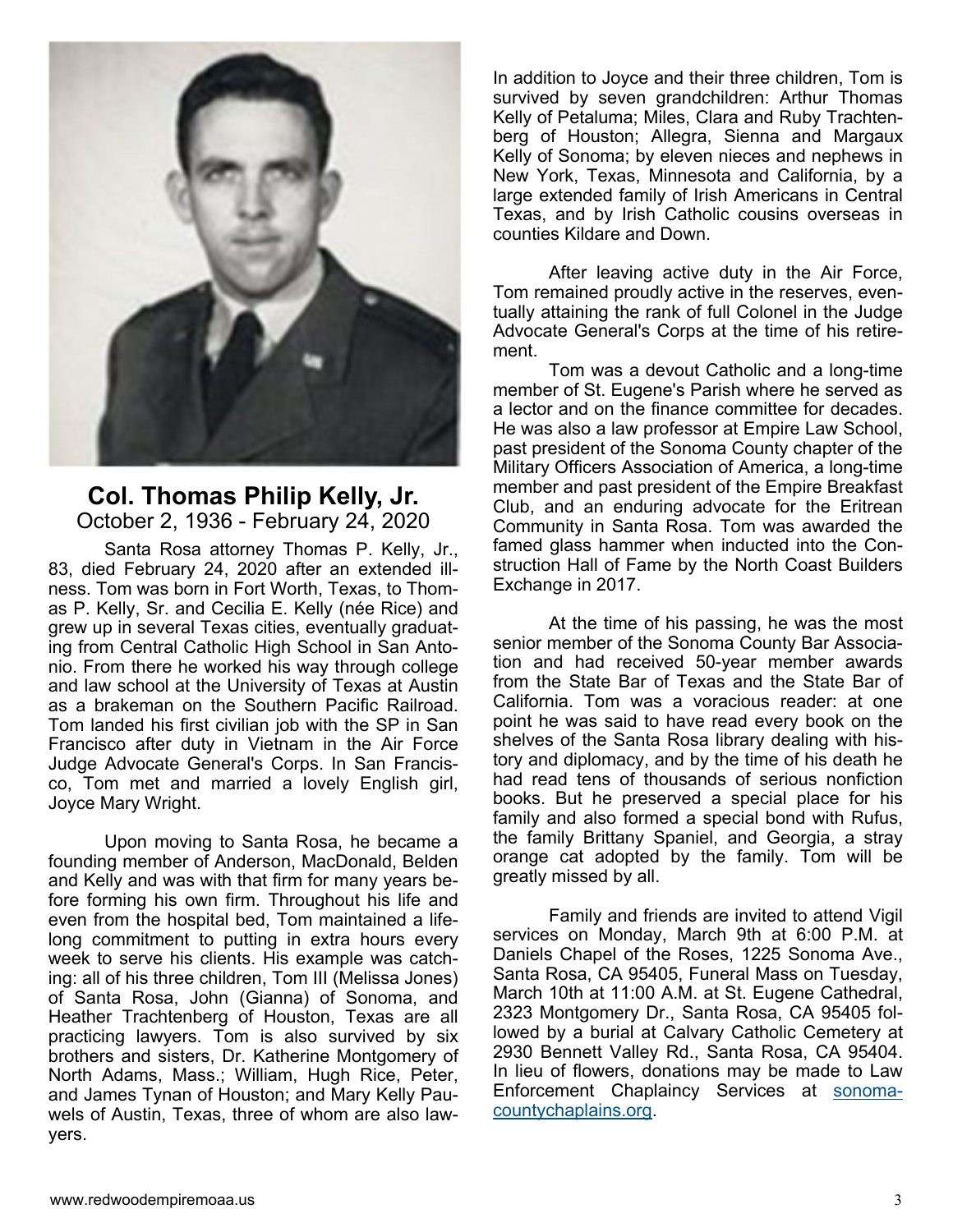## Col. Thomas Philip Kelly, Jr.

October 2, 1936 - February 24, 2020

Santa Rosa attorney Thomas P. Kelly, Jr., 83, died February 24, 2020 after an extended illness. Tom was born in Fort Worth, Texas, to Thomas P. Kelly, Sr. and Cecilia E. Kelly (née Rice) and grew up in several Texas cities, eventually graduating from Central Catholic High School in San Antonio. From there he worked his way through college and law school at the University of Texas at Austin as a brakeman on the Southern Pacific Railroad. Tom landed his first civilian job with the SP in San Francisco after duty in Vietnam in the Air Force Judge Advocate General's Corps. In San Francisco, Tom met and married a lovely English girl, Joyce Mary Wright.

Upon moving to Santa Rosa, he became a founding member of Anderson, MacDonald, Belden and Kelly and was with that firm for many years before forming his own firm. Throughout his life and even from the hospital bed, Tom maintained a lifelong commitment to putting in extra hours every week to serve his clients. His example was catching: all of his three children, Tom III (Melissa Jones) of Santa Rosa, John (Gianna) of Sonoma, and Heather Trachtenberg of Houston, Texas are all practicing lawyers. Tom is also survived by six brothers and sisters, Dr. Katherine Montgomery of North Adams, Mass.; William, Hugh Rice, Peter, and James Tynan of Houston; and Mary Kelly Pauwels of Austin, Texas, three of whom are also lawyers.

In addition to Joyce and their three children, Tom is survived by seven grandchildren: Arthur Thomas Kelly of Petaluma; Miles, Clara and Ruby Trachtenberg of Houston; Allegra, Sienna and Margaux Kelly of Sonoma; by eleven nieces and nephews in New York, Texas, Minnesota and California, by a large extended family of Irish Americans in Central Texas, and by Irish Catholic cousins overseas in counties Kildare and Down.

After leaving active duty in the Air Force, Tom remained proudly active in the reserves, eventually attaining the rank of full Colonel in the Judge Advocate General's Corps at the time of his retirement.

Tom was a devout Catholic and a long-time member of St. Eugene's Parish where he served as a lector and on the finance committee for decades. He was also a law professor at Empire Law School, past president of the Sonoma County chapter of the Military Officers Association of America, a long-time member and past president of the Empire Breakfast Club, and an enduring advocate for the Eritrean Community in Santa Rosa. Tom was awarded the famed glass hammer when inducted into the Construction Hall of Fame by the North Coast Builders Exchange in 2017.

At the time of his passing, he was the most senior member of the Sonoma County Bar Association and had received 50-year member awards from the State Bar of Texas and the State Bar of California. Tom was a voracious reader: at one point he was said to have read every book on the shelves of the Santa Rosa library dealing with history and diplomacy, and by the time of his death he had read tens of thousands of serious nonfiction books. But he preserved a special place for his family and also formed a special bond with Rufus, the family Brittany Spaniel, and Georgia, a stray orange cat adopted by the family. Tom will be greatly missed by all.

Family and friends are invited to attend Vigil services on Monday, March 9th at 6:00 P.M. at Daniels Chapel of the Roses, 1225 Sonoma Ave., Santa Rosa, CA 95405, Funeral Mass on Tuesday, March 10th at 11:00 A.M. at St. Eugene Cathedral, 2323 Montgomery Dr., Santa Rosa, CA 95405 followed by a burial at Calvary Catholic Cemetery at 2930 Bennett Valley Rd., Santa Rosa, CA 95404. In lieu of flowers, donations may be made to Law Enforcement Chaplaincy Services at sonomacountychaplains.org.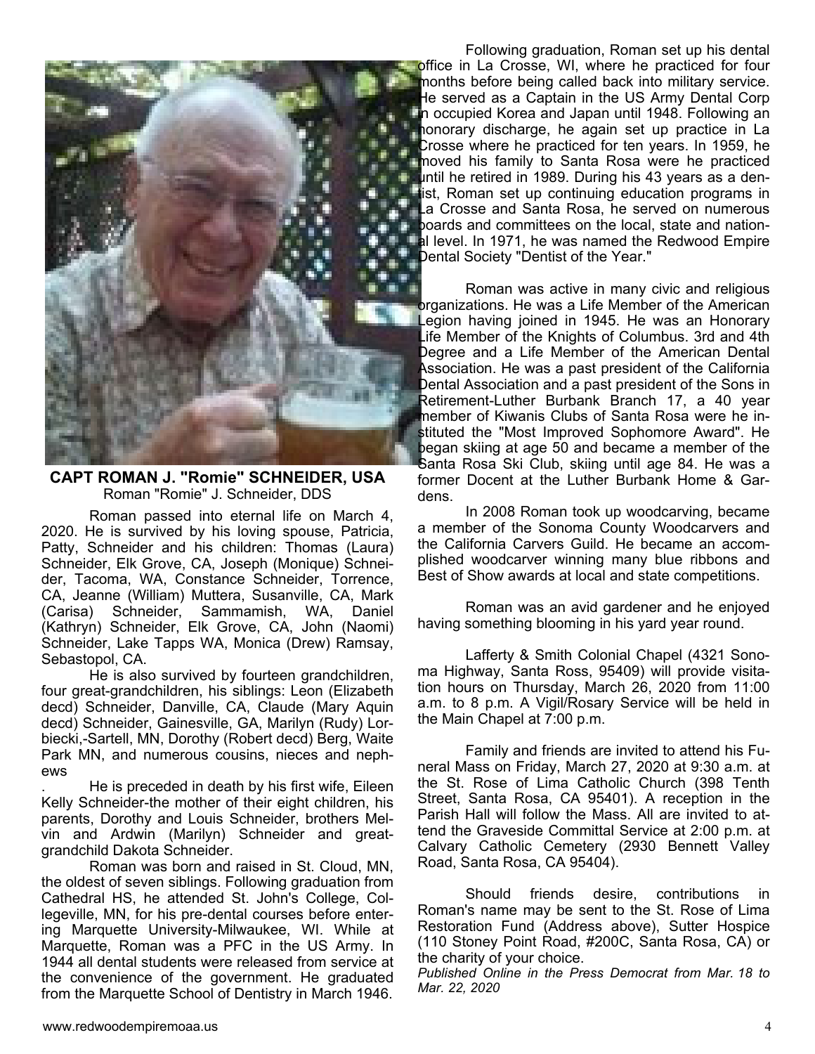**CAPT ROMAN J. "Romie" SCHNEIDER, USA**
Roman "Romie" J. Schneider, DDS

Roman passed into eternal life on March 4, 2020. He is survived by his loving spouse, Patricia, Patty, Schneider and his children: Thomas (Laura) Schneider, Elk Grove, CA, Joseph (Monique) Schneider, Tacoma, WA, Constance Schneider, Torrence, CA, Jeanne (William) Muttera, Susanville, CA, Mark (Carisa) Schneider, Sammamish, WA, Daniel (Kathryn) Schneider, Elk Grove, CA, John (Naomi) Schneider, Lake Tapps WA, Monica (Drew) Ramsay, Sebastopol, CA.

He is also survived by fourteen grandchildren, four great-grandchildren, his siblings: Leon (Elizabeth decd) Schneider, Danville, CA, Claude (Mary Aquin decd) Schneider, Gainesville, GA, Marilyn (Rudy) Lorbiecki,-Sartell, MN, Dorothy (Robert decd) Berg, Waite Park MN, and numerous cousins, nieces and nephews

. He is preceded in death by his first wife, Eileen Kelly Schneider-the mother of their eight children, his parents, Dorothy and Louis Schneider, brothers Melvin and Ardwin (Marilyn) Schneider and great-grandchild Dakota Schneider.

Roman was born and raised in St. Cloud, MN, the oldest of seven siblings. Following graduation from Cathedral HS, he attended St. John's College, Collegeville, MN, for his pre-dental courses before entering Marquette University-Milwaukee, WI. While at Marquette, Roman was a PFC in the US Army. In 1944 all dental students were released from service at the convenience of the government. He graduated from the Marquette School of Dentistry in March 1946.

Following graduation, Roman set up his dental office in La Crosse, WI, where he practiced for four months before being called back into military service. He served as a Captain in the US Army Dental Corp in occupied Korea and Japan until 1948. Following an honorary discharge, he again set up practice in La Crosse where he practiced for ten years. In 1959, he moved his family to Santa Rosa were he practiced until he retired in 1989. During his 43 years as a dentist, Roman set up continuing education programs in La Crosse and Santa Rosa, he served on numerous boards and committees on the local, state and national level. In 1971, he was named the Redwood Empire Dental Society "Dentist of the Year."

Roman was active in many civic and religious organizations. He was a Life Member of the American Legion having joined in 1945. He was an Honorary Life Member of the Knights of Columbus. 3rd and 4th Degree and a Life Member of the American Dental Association. He was a past president of the California Dental Association and a past president of the Sons in Retirement-Luther Burbank Branch 17, a 40 year member of Kiwanis Clubs of Santa Rosa were he instituted the "Most Improved Sophomore Award". He began skiing at age 50 and became a member of the Santa Rosa Ski Club, skiing until age 84. He was a former Docent at the Luther Burbank Home & Gardens.

In 2008 Roman took up woodcarving, became a member of the Sonoma County Woodcarvers and the California Carvers Guild. He became an accomplished woodcarver winning many blue ribbons and Best of Show awards at local and state competitions.

Roman was an avid gardener and he enjoyed having something blooming in his yard year round.

Lafferty & Smith Colonial Chapel (4321 Sonoma Highway, Santa Ross, 95409) will provide visitation hours on Thursday, March 26, 2020 from 11:00 a.m. to 8 p.m. A Vigil/Rosary Service will be held in the Main Chapel at 7:00 p.m.

Family and friends are invited to attend his Funeral Mass on Friday, March 27, 2020 at 9:30 a.m. at the St. Rose of Lima Catholic Church (398 Tenth Street, Santa Rosa, CA 95401). A reception in the Parish Hall will follow the Mass. All are invited to attend the Graveside Committal Service at 2:00 p.m. at Calvary Catholic Cemetery (2930 Bennett Valley Road, Santa Rosa, CA 95404).

Should friends desire, contributions in Roman's name may be sent to the St. Rose of Lima Restoration Fund (Address above), Sutter Hospice (110 Stoney Point Road, #200C, Santa Rosa, CA) or the charity of your choice.

*Published Online in the Press Democrat from Mar. 18 to Mar. 22, 2020*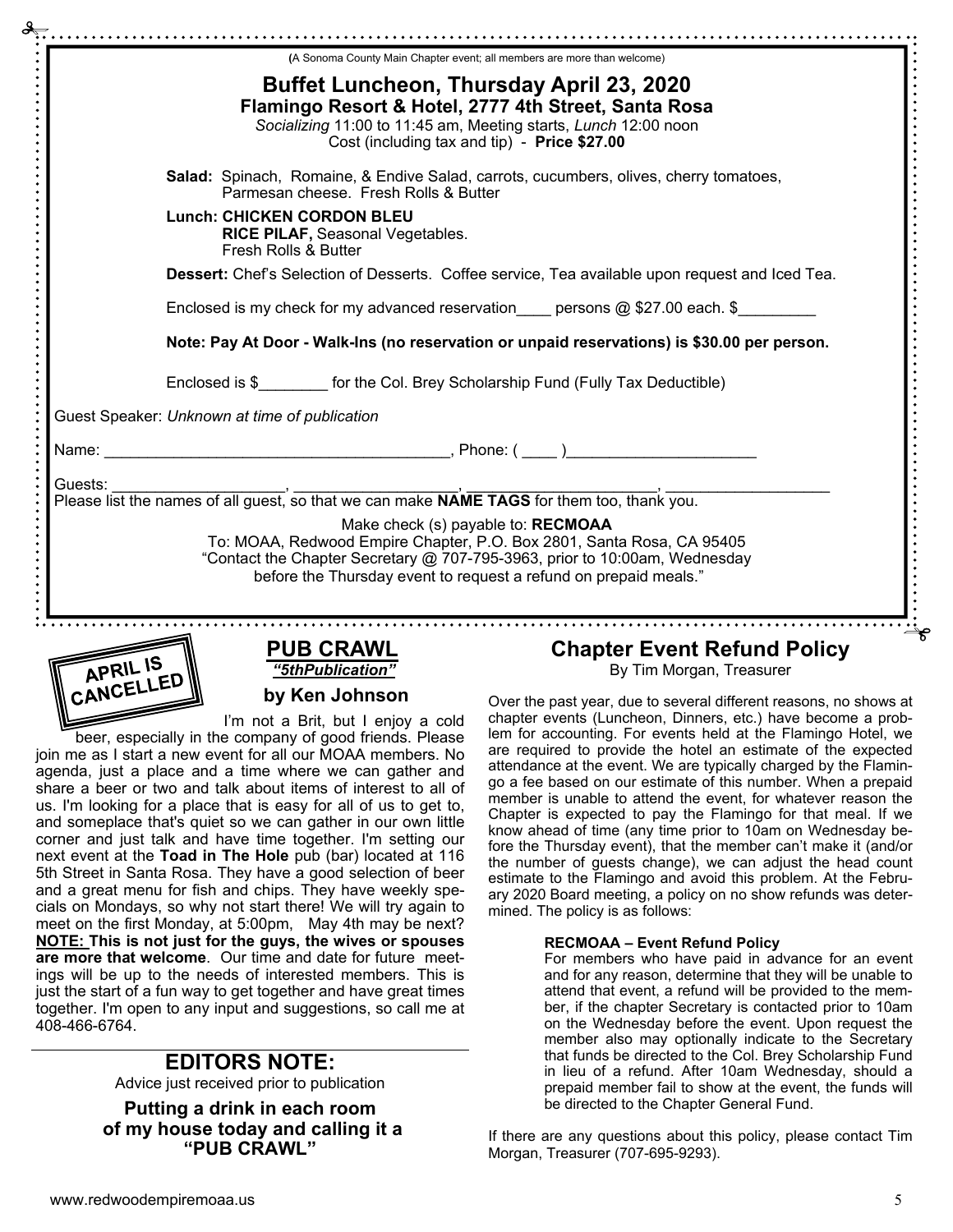(A Sonoma County Main Chapter event; all members are more than welcome)

## Buffet Luncheon, Thursday April 23, 2020

### Flamingo Resort & Hotel, 2777 4th Street, Santa Rosa

*Socializing* 11:00 to 11:45 am, Meeting starts, *Lunch* 12:00 noon
Cost (including tax and tip) - **Price $27.00**

**Salad:** Spinach, Romaine, & Endive Salad, carrots, cucumbers, olives, cherry tomatoes, Parmesan cheese. Fresh Rolls & Butter

**Lunch: CHICKEN CORDON BLEU**
**RICE PILAF,** Seasonal Vegetables.
Fresh Rolls & Butter

**Dessert:** Chef's Selection of Desserts. Coffee service, Tea available upon request and Iced Tea.

Enclosed is my check for my advanced reservation____ persons @ $27.00 each. $_________

**Note: Pay At Door - Walk-Ins (no reservation or unpaid reservations) is $30.00 per person.**

Enclosed is $________ for the Col. Brey Scholarship Fund (Fully Tax Deductible)

Guest Speaker: *Unknown at time of publication*

Name: ________________________________________, Phone: ( ____ )______________________

Guests: ___________________, ___________________, _____________________, ___________________
Please list the names of all guest, so that we can make **NAME TAGS** for them too, thank you.

Make check (s) payable to: **RECMOAA**
To: MOAA, Redwood Empire Chapter, P.O. Box 2801, Santa Rosa, CA 95405
"Contact the Chapter Secretary @ 707-795-3963, prior to 10:00am, Wednesday before the Thursday event to request a refund on prepaid meals."

**APRIL IS CANCELLED**

## PUB CRAWL

***"5thPublication"***

### by Ken Johnson

I'm not a Brit, but I enjoy a cold beer, especially in the company of good friends. Please join me as I start a new event for all our MOAA members. No agenda, just a place and a time where we can gather and share a beer or two and talk about items of interest to all of us. I'm looking for a place that is easy for all of us to get to, and someplace that's quiet so we can gather in our own little corner and just talk and have time together. I'm setting our next event at the **Toad in The Hole** pub (bar) located at 116 5th Street in Santa Rosa. They have a good selection of beer and a great menu for fish and chips. They have weekly specials on Mondays, so why not start there! We will try again to meet on the first Monday, at 5:00pm, May 4th may be next? **NOTE: This is not just for the guys, the wives or spouses are more that welcome**. Our time and date for future meetings will be up to the needs of interested members. This is just the start of a fun way to get together and have great times together. I'm open to any input and suggestions, so call me at 408-466-6764.

## EDITORS NOTE:

Advice just received prior to publication

**Putting a drink in each room of my house today and calling it a "PUB CRAWL"**

## Chapter Event Refund Policy

By Tim Morgan, Treasurer

Over the past year, due to several different reasons, no shows at chapter events (Luncheon, Dinners, etc.) have become a problem for accounting. For events held at the Flamingo Hotel, we are required to provide the hotel an estimate of the expected attendance at the event. We are typically charged by the Flamingo a fee based on our estimate of this number. When a prepaid member is unable to attend the event, for whatever reason the Chapter is expected to pay the Flamingo for that meal. If we know ahead of time (any time prior to 10am on Wednesday before the Thursday event), that the member can't make it (and/or the number of guests change), we can adjust the head count estimate to the Flamingo and avoid this problem. At the February 2020 Board meeting, a policy on no show refunds was determined. The policy is as follows:

> **RECMOAA – Event Refund Policy**
> For members who have paid in advance for an event and for any reason, determine that they will be unable to attend that event, a refund will be provided to the member, if the chapter Secretary is contacted prior to 10am on the Wednesday before the event. Upon request the member also may optionally indicate to the Secretary that funds be directed to the Col. Brey Scholarship Fund in lieu of a refund. After 10am Wednesday, should a prepaid member fail to show at the event, the funds will be directed to the Chapter General Fund.

If there are any questions about this policy, please contact Tim Morgan, Treasurer (707-695-9293).

www.redwoodempiremoaa.us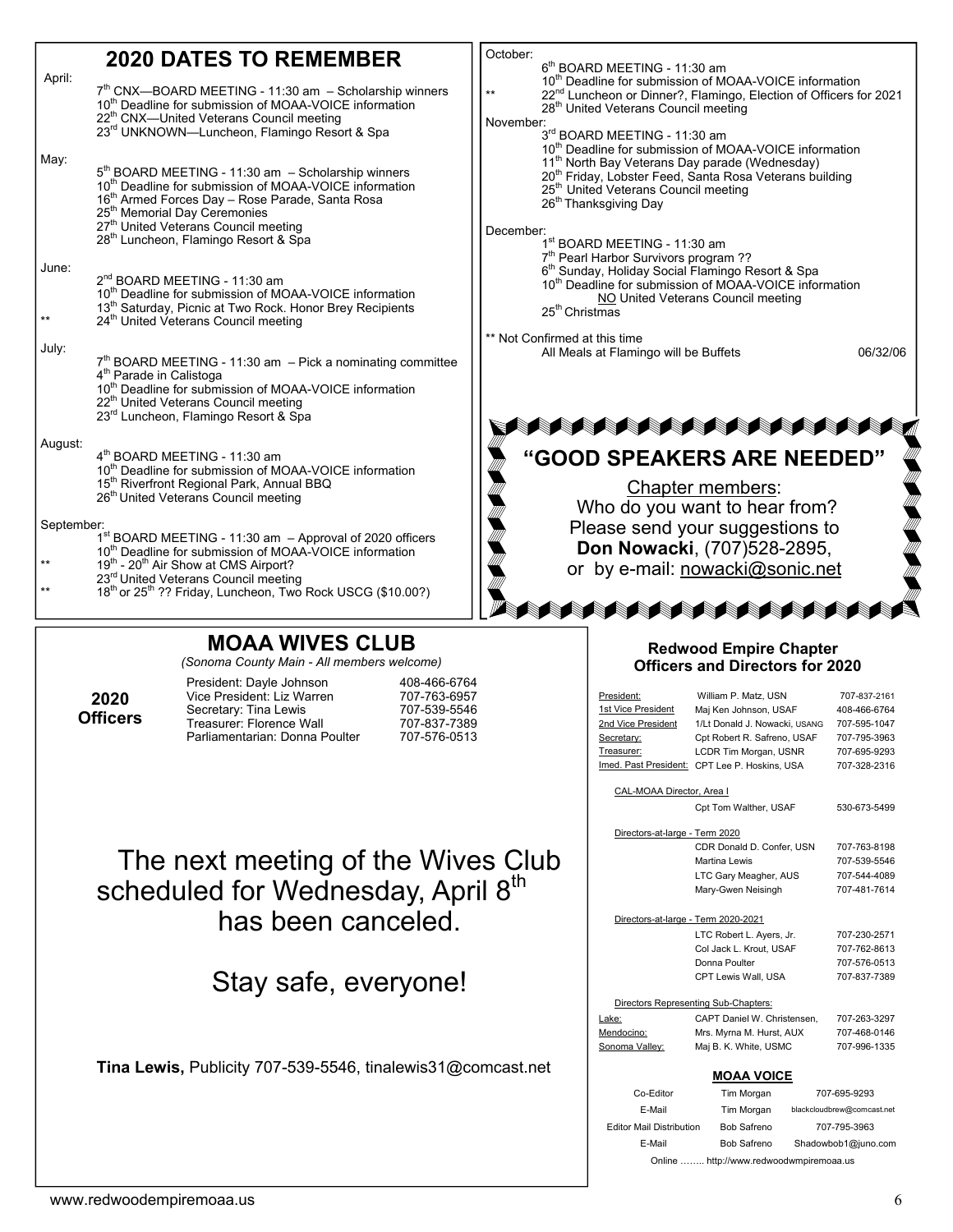## 2020 DATES TO REMEMBER

April:
- 7th CNX—BOARD MEETING - 11:30 am – Scholarship winners
- 10th Deadline for submission of MOAA-VOICE information
- 22th CNX—United Veterans Council meeting
- 23rd UNKNOWN—Luncheon, Flamingo Resort & Spa

May:
- 5th BOARD MEETING - 11:30 am – Scholarship winners
- 10th Deadline for submission of MOAA-VOICE information
- 16th Armed Forces Day – Rose Parade, Santa Rosa
- 25th Memorial Day Ceremonies
- 27th United Veterans Council meeting
- 28th Luncheon, Flamingo Resort & Spa

June:
- 2nd BOARD MEETING - 11:30 am
- 10th Deadline for submission of MOAA-VOICE information
- 13th Saturday, Picnic at Two Rock. Honor Brey Recipients
- ** 24th United Veterans Council meeting

July:
- 7th BOARD MEETING - 11:30 am – Pick a nominating committee
- 4th Parade in Calistoga
- 10th Deadline for submission of MOAA-VOICE information
- 22th United Veterans Council meeting
- 23rd Luncheon, Flamingo Resort & Spa

August:
- 4th BOARD MEETING - 11:30 am
- 10th Deadline for submission of MOAA-VOICE information
- 15th Riverfront Regional Park, Annual BBQ
- 26th United Veterans Council meeting

September:
- 1st BOARD MEETING - 11:30 am – Approval of 2020 officers
- 10th Deadline for submission of MOAA-VOICE information
- ** 19th - 20th Air Show at CMS Airport?
- 23rd United Veterans Council meeting
- ** 18th or 25th ?? Friday, Luncheon, Two Rock USCG ($10.00?)

October:
- 6th BOARD MEETING - 11:30 am
- 10th Deadline for submission of MOAA-VOICE information
- ** 22nd Luncheon or Dinner?, Flamingo, Election of Officers for 2021
- 28th United Veterans Council meeting

November:
- 3rd BOARD MEETING - 11:30 am
- 10th Deadline for submission of MOAA-VOICE information
- 11th North Bay Veterans Day parade (Wednesday)
- 20th Friday, Lobster Feed, Santa Rosa Veterans building
- 25th United Veterans Council meeting
- 26th Thanksgiving Day

December:
- 1st BOARD MEETING - 11:30 am
- 7th Pearl Harbor Survivors program ??
- 6th Sunday, Holiday Social Flamingo Resort & Spa
- 10th Deadline for submission of MOAA-VOICE information
- NO United Veterans Council meeting
- 25th Christmas

** Not Confirmed at this time

All Meals at Flamingo will be Buffets 06/32/06

## "GOOD SPEAKERS ARE NEEDED"

Chapter members:
Who do you want to hear from?
Please send your suggestions to
**Don Nowacki**, (707)528-2895,
or by e-mail: nowacki@sonic.net

## MOAA WIVES CLUB

*(Sonoma County Main - All members welcome)*

**2020 Officers**

| | |
|---|---|
| President: Dayle Johnson | 408-466-6764 |
| Vice President: Liz Warren | 707-763-6957 |
| Secretary: Tina Lewis | 707-539-5546 |
| Treasurer: Florence Wall | 707-837-7389 |
| Parliamentarian: Donna Poulter | 707-576-0513 |

The next meeting of the Wives Club scheduled for Wednesday, April 8th has been canceled.

Stay safe, everyone!

**Tina Lewis,** Publicity 707-539-5546, tinalewis31@comcast.net

### Redwood Empire Chapter Officers and Directors for 2020

| | | |
|---|---|---|
| President: | William P. Matz, USN | 707-837-2161 |
| 1st Vice President | Maj Ken Johnson, USAF | 408-466-6764 |
| 2nd Vice President | 1/Lt Donald J. Nowacki, USANG | 707-595-1047 |
| Secretary: | Cpt Robert R. Safreno, USAF | 707-795-3963 |
| Treasurer: | LCDR Tim Morgan, USNR | 707-695-9293 |
| Imed. Past President: | CPT Lee P. Hoskins, USA | 707-328-2316 |
| CAL-MOAA Director, Area I | | |
| | Cpt Tom Walther, USAF | 530-673-5499 |
| Directors-at-large - Term 2020 | | |
| | CDR Donald D. Confer, USN | 707-763-8198 |
| | Martina Lewis | 707-539-5546 |
| | LTC Gary Meagher, AUS | 707-544-4089 |
| | Mary-Gwen Neisingh | 707-481-7614 |
| Directors-at-large - Term 2020-2021 | | |
| | LTC Robert L. Ayers, Jr. | 707-230-2571 |
| | Col Jack L. Krout, USAF | 707-762-8613 |
| | Donna Poulter | 707-576-0513 |
| | CPT Lewis Wall, USA | 707-837-7389 |
| Directors Representing Sub-Chapters: | | |
| Lake: | CAPT Daniel W. Christensen, | 707-263-3297 |
| Mendocino: | Mrs. Myrna M. Hurst, AUX | 707-468-0146 |
| Sonoma Valley: | Maj B. K. White, USMC | 707-996-1335 |

#### MOAA VOICE

| | | |
|---|---|---|
| Co-Editor | Tim Morgan | 707-695-9293 |
| E-Mail | Tim Morgan | blackcloudbrew@comcast.net |
| Editor Mail Distribution | Bob Safreno | 707-795-3963 |
| E-Mail | Bob Safreno | Shadowbob1@juno.com |

Online …….. http://www.redwoodwmpiremoaa.us

www.redwoodempiremoaa.us